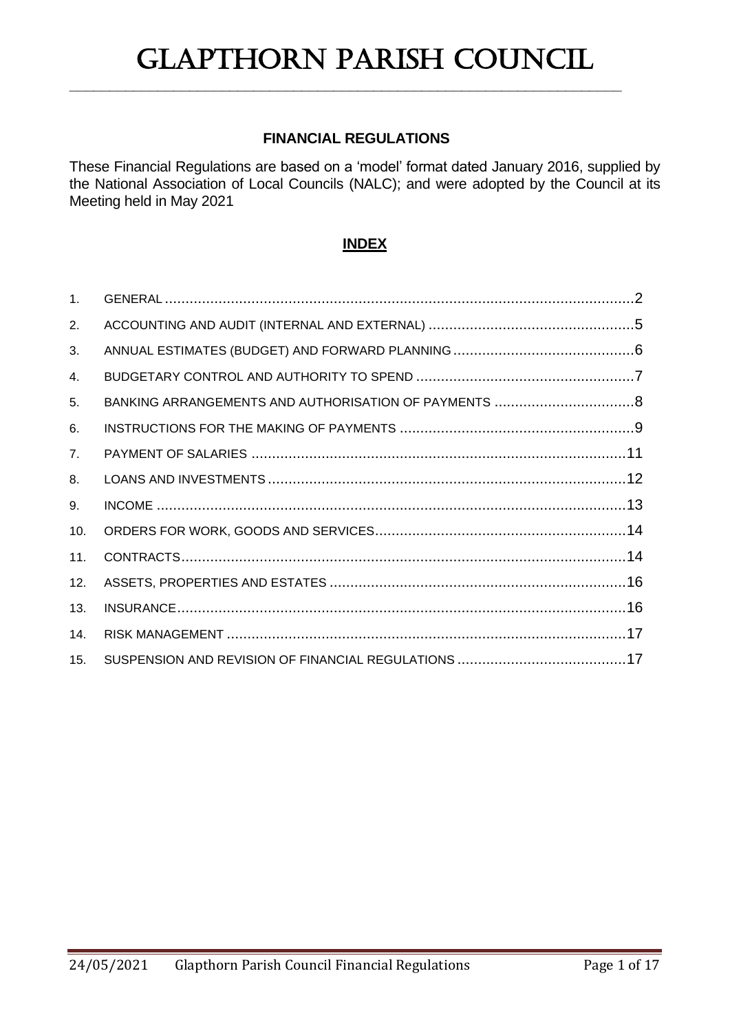# GLAPTHORN PARISH COUNCIL

## FINANCIAL REGULATIONS

These Financial Regulations are based on a 'model' format dated January 2016, supplied by the National Association of Local Councils (NALC); and were adopted by the Council at its Meeting held in May 2021

### INDEX

| | | |
|---|---|---|
| 1. | GENERAL | 2 |
| 2. | ACCOUNTING AND AUDIT (INTERNAL AND EXTERNAL) | 5 |
| 3. | ANNUAL ESTIMATES (BUDGET) AND FORWARD PLANNING | 6 |
| 4. | BUDGETARY CONTROL AND AUTHORITY TO SPEND | 7 |
| 5. | BANKING ARRANGEMENTS AND AUTHORISATION OF PAYMENTS | 8 |
| 6. | INSTRUCTIONS FOR THE MAKING OF PAYMENTS | 9 |
| 7. | PAYMENT OF SALARIES | 11 |
| 8. | LOANS AND INVESTMENTS | 12 |
| 9. | INCOME | 13 |
| 10. | ORDERS FOR WORK, GOODS AND SERVICES | 14 |
| 11. | CONTRACTS | 14 |
| 12. | ASSETS, PROPERTIES AND ESTATES | 16 |
| 13. | INSURANCE | 16 |
| 14. | RISK MANAGEMENT | 17 |
| 15. | SUSPENSION AND REVISION OF FINANCIAL REGULATIONS | 17 |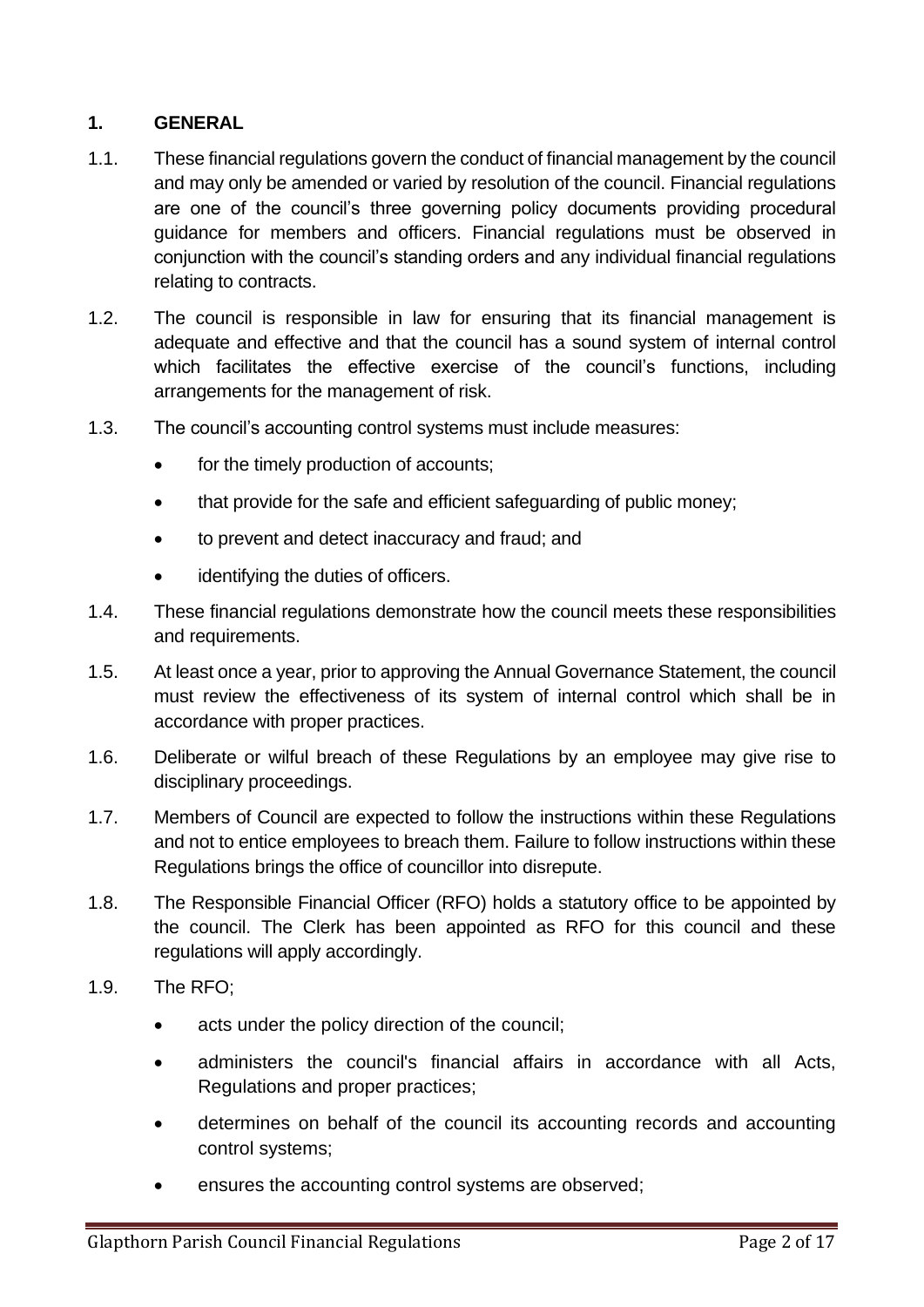## 1. GENERAL

1.1. These financial regulations govern the conduct of financial management by the council and may only be amended or varied by resolution of the council. Financial regulations are one of the council's three governing policy documents providing procedural guidance for members and officers. Financial regulations must be observed in conjunction with the council's standing orders and any individual financial regulations relating to contracts.

1.2. The council is responsible in law for ensuring that its financial management is adequate and effective and that the council has a sound system of internal control which facilitates the effective exercise of the council's functions, including arrangements for the management of risk.

1.3. The council's accounting control systems must include measures:

- for the timely production of accounts;
- that provide for the safe and efficient safeguarding of public money;
- to prevent and detect inaccuracy and fraud; and
- identifying the duties of officers.

1.4. These financial regulations demonstrate how the council meets these responsibilities and requirements.

1.5. At least once a year, prior to approving the Annual Governance Statement, the council must review the effectiveness of its system of internal control which shall be in accordance with proper practices.

1.6. Deliberate or wilful breach of these Regulations by an employee may give rise to disciplinary proceedings.

1.7. Members of Council are expected to follow the instructions within these Regulations and not to entice employees to breach them. Failure to follow instructions within these Regulations brings the office of councillor into disrepute.

1.8. The Responsible Financial Officer (RFO) holds a statutory office to be appointed by the council. The Clerk has been appointed as RFO for this council and these regulations will apply accordingly.

1.9. The RFO;

- acts under the policy direction of the council;
- administers the council's financial affairs in accordance with all Acts, Regulations and proper practices;
- determines on behalf of the council its accounting records and accounting control systems;
- ensures the accounting control systems are observed;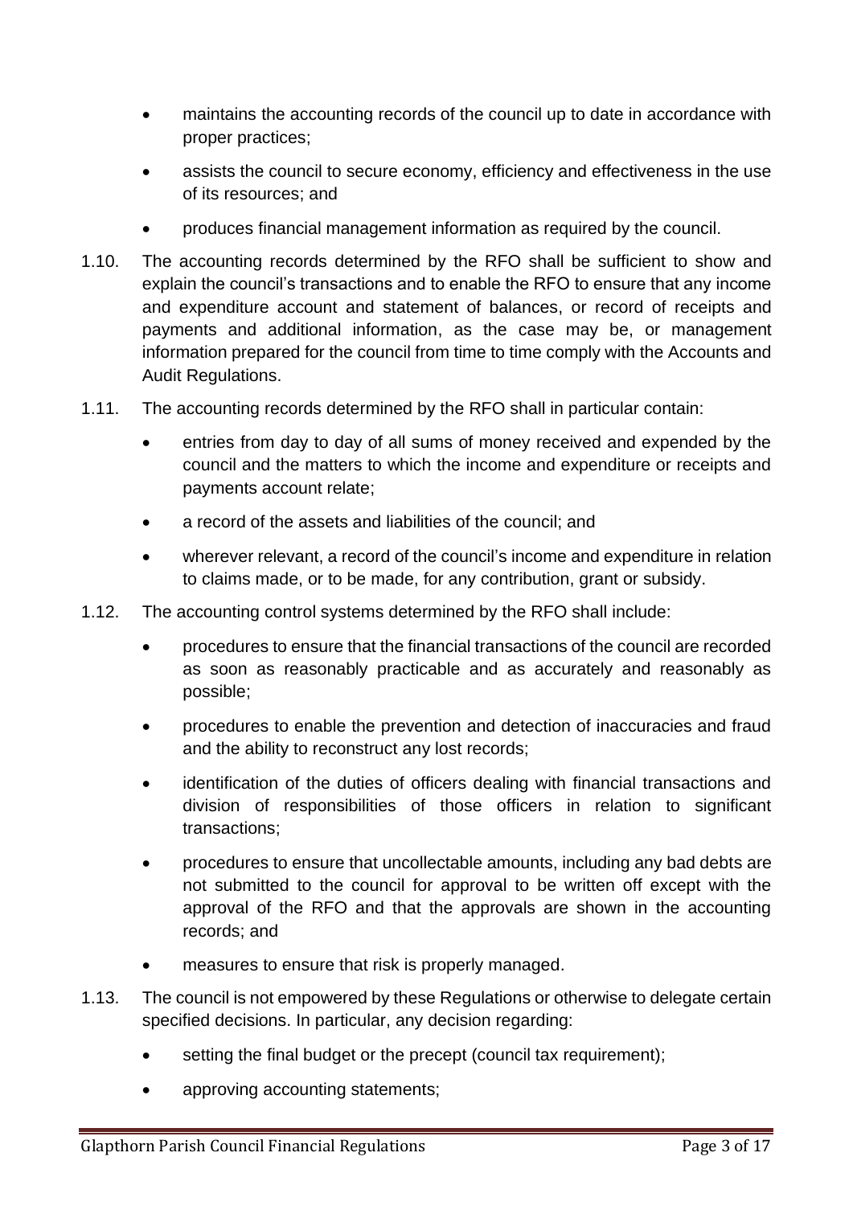- maintains the accounting records of the council up to date in accordance with proper practices;
- assists the council to secure economy, efficiency and effectiveness in the use of its resources; and
- produces financial management information as required by the council.

1.10. The accounting records determined by the RFO shall be sufficient to show and explain the council's transactions and to enable the RFO to ensure that any income and expenditure account and statement of balances, or record of receipts and payments and additional information, as the case may be, or management information prepared for the council from time to time comply with the Accounts and Audit Regulations.

1.11. The accounting records determined by the RFO shall in particular contain:

- entries from day to day of all sums of money received and expended by the council and the matters to which the income and expenditure or receipts and payments account relate;
- a record of the assets and liabilities of the council; and
- wherever relevant, a record of the council's income and expenditure in relation to claims made, or to be made, for any contribution, grant or subsidy.

1.12. The accounting control systems determined by the RFO shall include:

- procedures to ensure that the financial transactions of the council are recorded as soon as reasonably practicable and as accurately and reasonably as possible;
- procedures to enable the prevention and detection of inaccuracies and fraud and the ability to reconstruct any lost records;
- identification of the duties of officers dealing with financial transactions and division of responsibilities of those officers in relation to significant transactions;
- procedures to ensure that uncollectable amounts, including any bad debts are not submitted to the council for approval to be written off except with the approval of the RFO and that the approvals are shown in the accounting records; and
- measures to ensure that risk is properly managed.

1.13. The council is not empowered by these Regulations or otherwise to delegate certain specified decisions. In particular, any decision regarding:

- setting the final budget or the precept (council tax requirement);
- approving accounting statements;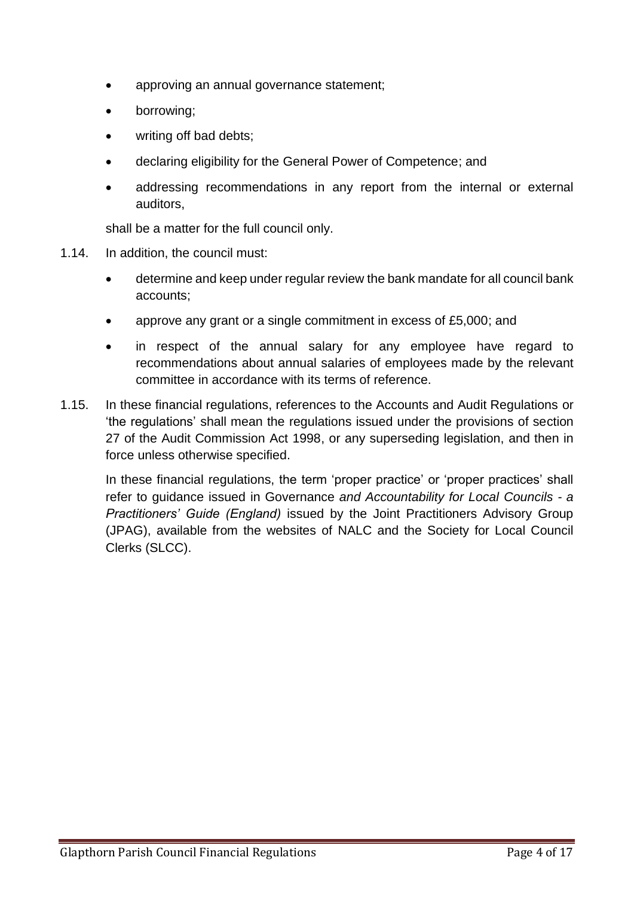- approving an annual governance statement;
- borrowing;
- writing off bad debts;
- declaring eligibility for the General Power of Competence; and
- addressing recommendations in any report from the internal or external auditors,

shall be a matter for the full council only.

1.14. In addition, the council must:

- determine and keep under regular review the bank mandate for all council bank accounts;
- approve any grant or a single commitment in excess of £5,000; and
- in respect of the annual salary for any employee have regard to recommendations about annual salaries of employees made by the relevant committee in accordance with its terms of reference.

1.15. In these financial regulations, references to the Accounts and Audit Regulations or 'the regulations' shall mean the regulations issued under the provisions of section 27 of the Audit Commission Act 1998, or any superseding legislation, and then in force unless otherwise specified.

In these financial regulations, the term 'proper practice' or 'proper practices' shall refer to guidance issued in Governance *and Accountability for Local Councils - a Practitioners' Guide (England)* issued by the Joint Practitioners Advisory Group (JPAG), available from the websites of NALC and the Society for Local Council Clerks (SLCC).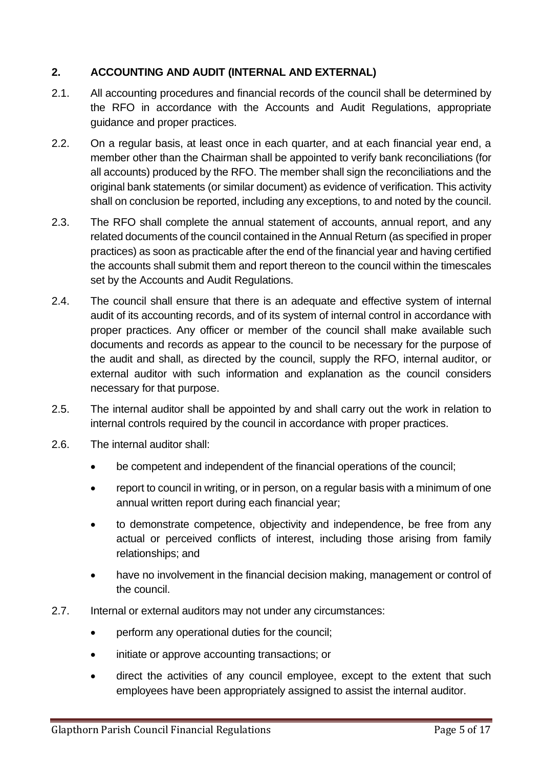## 2. ACCOUNTING AND AUDIT (INTERNAL AND EXTERNAL)

2.1. All accounting procedures and financial records of the council shall be determined by the RFO in accordance with the Accounts and Audit Regulations, appropriate guidance and proper practices.

2.2. On a regular basis, at least once in each quarter, and at each financial year end, a member other than the Chairman shall be appointed to verify bank reconciliations (for all accounts) produced by the RFO. The member shall sign the reconciliations and the original bank statements (or similar document) as evidence of verification. This activity shall on conclusion be reported, including any exceptions, to and noted by the council.

2.3. The RFO shall complete the annual statement of accounts, annual report, and any related documents of the council contained in the Annual Return (as specified in proper practices) as soon as practicable after the end of the financial year and having certified the accounts shall submit them and report thereon to the council within the timescales set by the Accounts and Audit Regulations.

2.4. The council shall ensure that there is an adequate and effective system of internal audit of its accounting records, and of its system of internal control in accordance with proper practices. Any officer or member of the council shall make available such documents and records as appear to the council to be necessary for the purpose of the audit and shall, as directed by the council, supply the RFO, internal auditor, or external auditor with such information and explanation as the council considers necessary for that purpose.

2.5. The internal auditor shall be appointed by and shall carry out the work in relation to internal controls required by the council in accordance with proper practices.

2.6. The internal auditor shall:

- be competent and independent of the financial operations of the council;
- report to council in writing, or in person, on a regular basis with a minimum of one annual written report during each financial year;
- to demonstrate competence, objectivity and independence, be free from any actual or perceived conflicts of interest, including those arising from family relationships; and
- have no involvement in the financial decision making, management or control of the council.

2.7. Internal or external auditors may not under any circumstances:

- perform any operational duties for the council;
- initiate or approve accounting transactions; or
- direct the activities of any council employee, except to the extent that such employees have been appropriately assigned to assist the internal auditor.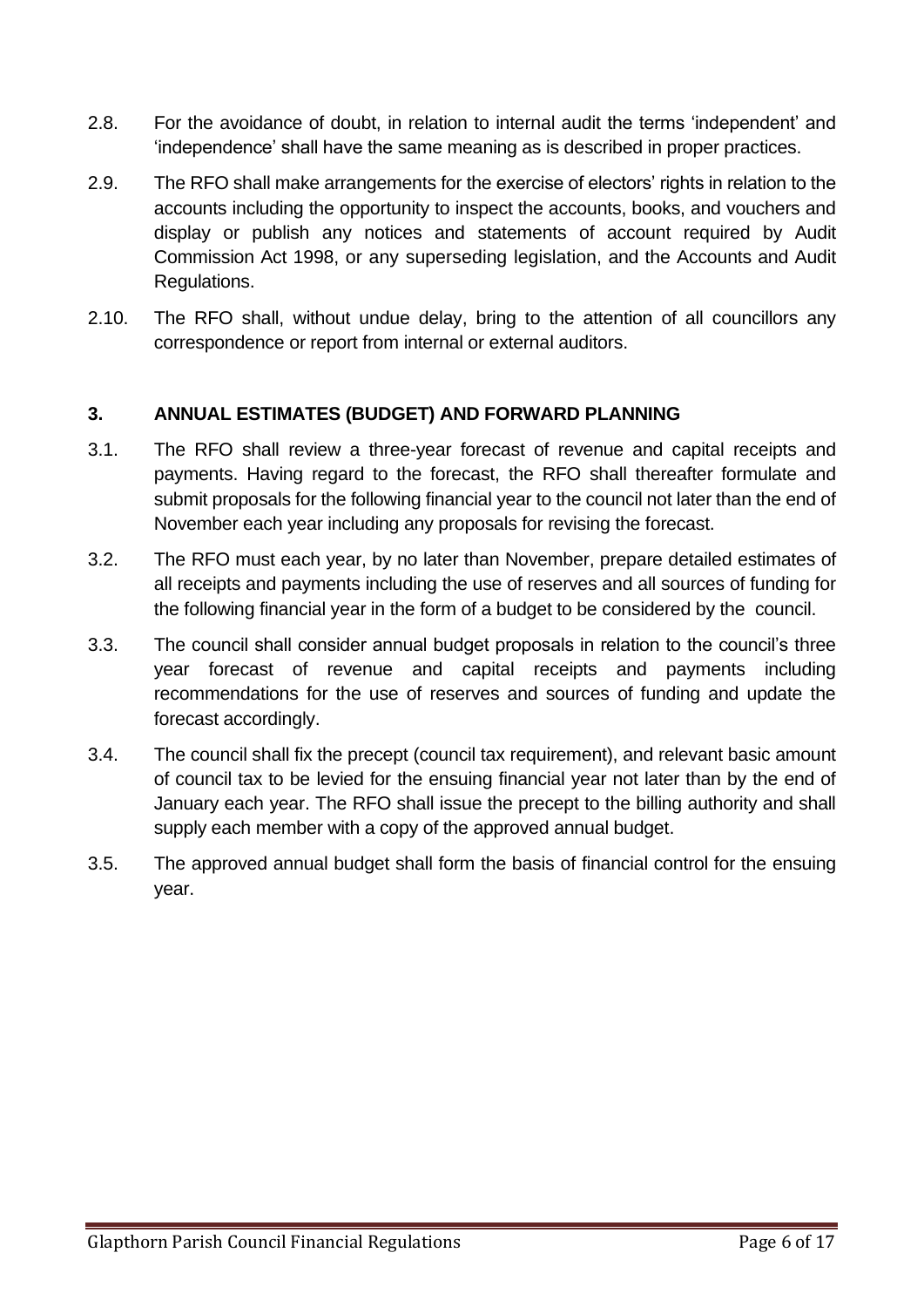2.8. For the avoidance of doubt, in relation to internal audit the terms 'independent' and 'independence' shall have the same meaning as is described in proper practices.

2.9. The RFO shall make arrangements for the exercise of electors' rights in relation to the accounts including the opportunity to inspect the accounts, books, and vouchers and display or publish any notices and statements of account required by Audit Commission Act 1998, or any superseding legislation, and the Accounts and Audit Regulations.

2.10. The RFO shall, without undue delay, bring to the attention of all councillors any correspondence or report from internal or external auditors.

## 3. ANNUAL ESTIMATES (BUDGET) AND FORWARD PLANNING

3.1. The RFO shall review a three-year forecast of revenue and capital receipts and payments. Having regard to the forecast, the RFO shall thereafter formulate and submit proposals for the following financial year to the council not later than the end of November each year including any proposals for revising the forecast.

3.2. The RFO must each year, by no later than November, prepare detailed estimates of all receipts and payments including the use of reserves and all sources of funding for the following financial year in the form of a budget to be considered by the council.

3.3. The council shall consider annual budget proposals in relation to the council's three year forecast of revenue and capital receipts and payments including recommendations for the use of reserves and sources of funding and update the forecast accordingly.

3.4. The council shall fix the precept (council tax requirement), and relevant basic amount of council tax to be levied for the ensuing financial year not later than by the end of January each year. The RFO shall issue the precept to the billing authority and shall supply each member with a copy of the approved annual budget.

3.5. The approved annual budget shall form the basis of financial control for the ensuing year.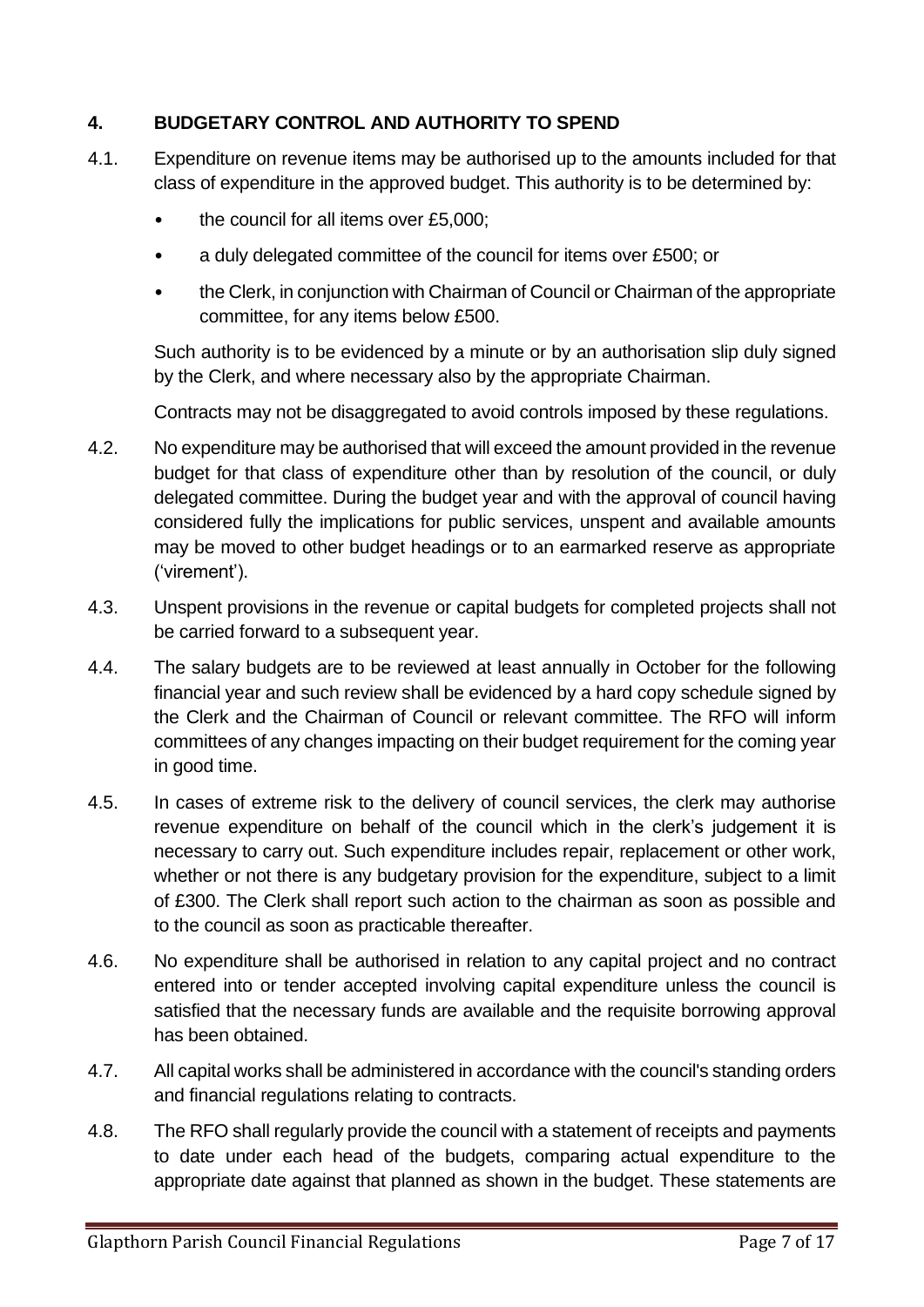## 4. BUDGETARY CONTROL AND AUTHORITY TO SPEND

4.1. Expenditure on revenue items may be authorised up to the amounts included for that class of expenditure in the approved budget. This authority is to be determined by:

- the council for all items over £5,000;
- a duly delegated committee of the council for items over £500; or
- the Clerk, in conjunction with Chairman of Council or Chairman of the appropriate committee, for any items below £500.

Such authority is to be evidenced by a minute or by an authorisation slip duly signed by the Clerk, and where necessary also by the appropriate Chairman.

Contracts may not be disaggregated to avoid controls imposed by these regulations.

4.2. No expenditure may be authorised that will exceed the amount provided in the revenue budget for that class of expenditure other than by resolution of the council, or duly delegated committee. During the budget year and with the approval of council having considered fully the implications for public services, unspent and available amounts may be moved to other budget headings or to an earmarked reserve as appropriate ('virement').

4.3. Unspent provisions in the revenue or capital budgets for completed projects shall not be carried forward to a subsequent year.

4.4. The salary budgets are to be reviewed at least annually in October for the following financial year and such review shall be evidenced by a hard copy schedule signed by the Clerk and the Chairman of Council or relevant committee. The RFO will inform committees of any changes impacting on their budget requirement for the coming year in good time.

4.5. In cases of extreme risk to the delivery of council services, the clerk may authorise revenue expenditure on behalf of the council which in the clerk's judgement it is necessary to carry out. Such expenditure includes repair, replacement or other work, whether or not there is any budgetary provision for the expenditure, subject to a limit of £300. The Clerk shall report such action to the chairman as soon as possible and to the council as soon as practicable thereafter.

4.6. No expenditure shall be authorised in relation to any capital project and no contract entered into or tender accepted involving capital expenditure unless the council is satisfied that the necessary funds are available and the requisite borrowing approval has been obtained.

4.7. All capital works shall be administered in accordance with the council's standing orders and financial regulations relating to contracts.

4.8. The RFO shall regularly provide the council with a statement of receipts and payments to date under each head of the budgets, comparing actual expenditure to the appropriate date against that planned as shown in the budget. These statements are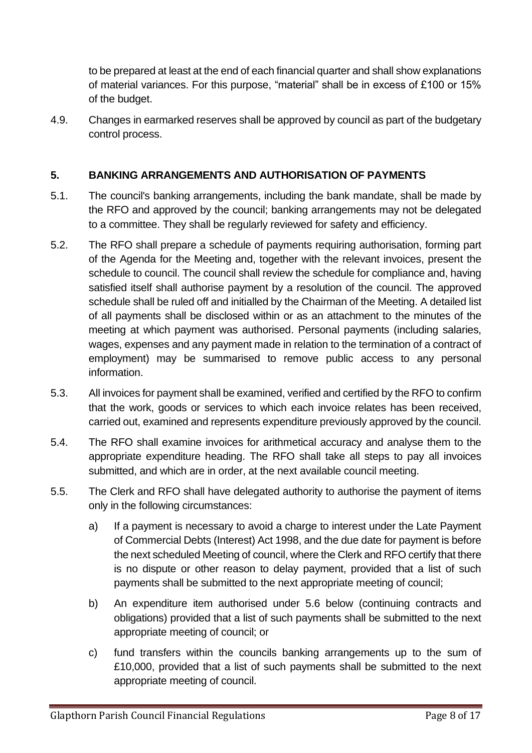to be prepared at least at the end of each financial quarter and shall show explanations of material variances. For this purpose, "material" shall be in excess of £100 or 15% of the budget.

4.9. Changes in earmarked reserves shall be approved by council as part of the budgetary control process.

## 5. BANKING ARRANGEMENTS AND AUTHORISATION OF PAYMENTS

5.1. The council's banking arrangements, including the bank mandate, shall be made by the RFO and approved by the council; banking arrangements may not be delegated to a committee. They shall be regularly reviewed for safety and efficiency.

5.2. The RFO shall prepare a schedule of payments requiring authorisation, forming part of the Agenda for the Meeting and, together with the relevant invoices, present the schedule to council. The council shall review the schedule for compliance and, having satisfied itself shall authorise payment by a resolution of the council. The approved schedule shall be ruled off and initialled by the Chairman of the Meeting. A detailed list of all payments shall be disclosed within or as an attachment to the minutes of the meeting at which payment was authorised. Personal payments (including salaries, wages, expenses and any payment made in relation to the termination of a contract of employment) may be summarised to remove public access to any personal information.

5.3. All invoices for payment shall be examined, verified and certified by the RFO to confirm that the work, goods or services to which each invoice relates has been received, carried out, examined and represents expenditure previously approved by the council.

5.4. The RFO shall examine invoices for arithmetical accuracy and analyse them to the appropriate expenditure heading. The RFO shall take all steps to pay all invoices submitted, and which are in order, at the next available council meeting.

5.5. The Clerk and RFO shall have delegated authority to authorise the payment of items only in the following circumstances:

a) If a payment is necessary to avoid a charge to interest under the Late Payment of Commercial Debts (Interest) Act 1998, and the due date for payment is before the next scheduled Meeting of council, where the Clerk and RFO certify that there is no dispute or other reason to delay payment, provided that a list of such payments shall be submitted to the next appropriate meeting of council;

b) An expenditure item authorised under 5.6 below (continuing contracts and obligations) provided that a list of such payments shall be submitted to the next appropriate meeting of council; or

c) fund transfers within the councils banking arrangements up to the sum of £10,000, provided that a list of such payments shall be submitted to the next appropriate meeting of council.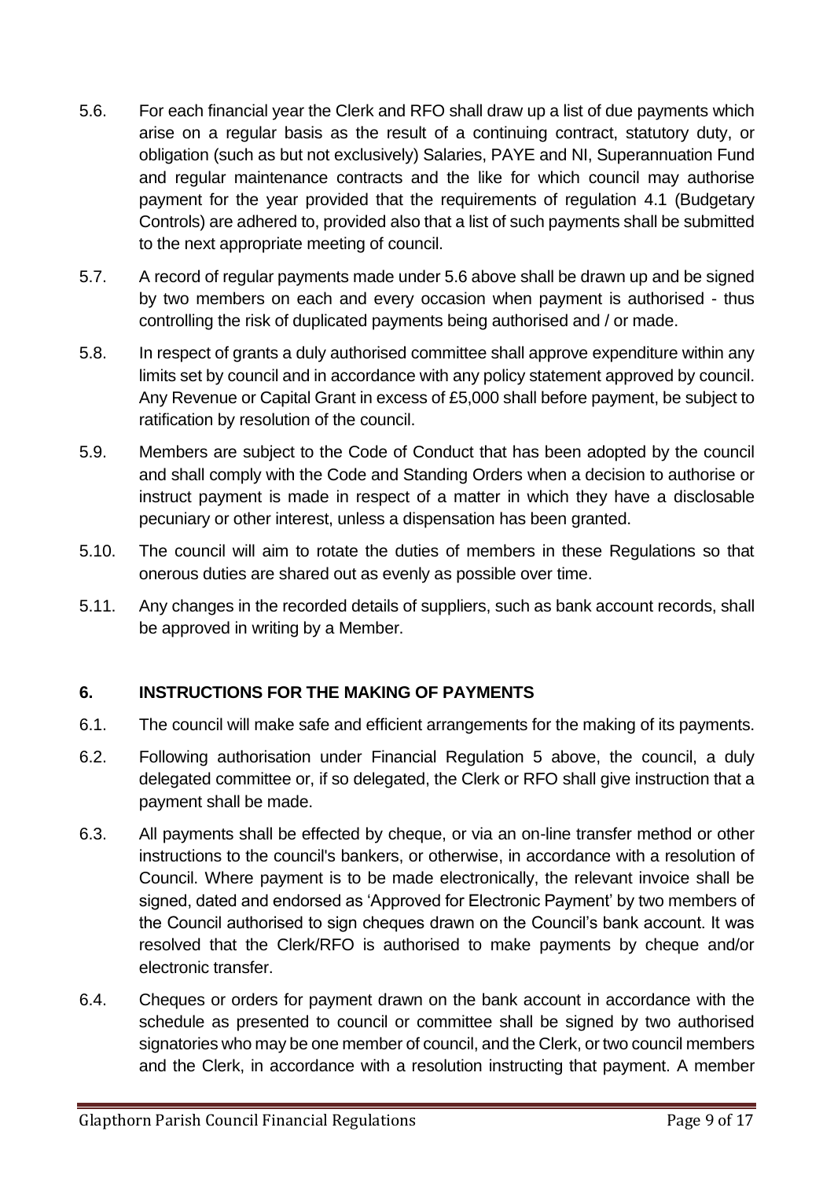5.6. For each financial year the Clerk and RFO shall draw up a list of due payments which arise on a regular basis as the result of a continuing contract, statutory duty, or obligation (such as but not exclusively) Salaries, PAYE and NI, Superannuation Fund and regular maintenance contracts and the like for which council may authorise payment for the year provided that the requirements of regulation 4.1 (Budgetary Controls) are adhered to, provided also that a list of such payments shall be submitted to the next appropriate meeting of council.

5.7. A record of regular payments made under 5.6 above shall be drawn up and be signed by two members on each and every occasion when payment is authorised - thus controlling the risk of duplicated payments being authorised and / or made.

5.8. In respect of grants a duly authorised committee shall approve expenditure within any limits set by council and in accordance with any policy statement approved by council. Any Revenue or Capital Grant in excess of £5,000 shall before payment, be subject to ratification by resolution of the council.

5.9. Members are subject to the Code of Conduct that has been adopted by the council and shall comply with the Code and Standing Orders when a decision to authorise or instruct payment is made in respect of a matter in which they have a disclosable pecuniary or other interest, unless a dispensation has been granted.

5.10. The council will aim to rotate the duties of members in these Regulations so that onerous duties are shared out as evenly as possible over time.

5.11. Any changes in the recorded details of suppliers, such as bank account records, shall be approved in writing by a Member.

## 6. INSTRUCTIONS FOR THE MAKING OF PAYMENTS

6.1. The council will make safe and efficient arrangements for the making of its payments.

6.2. Following authorisation under Financial Regulation 5 above, the council, a duly delegated committee or, if so delegated, the Clerk or RFO shall give instruction that a payment shall be made.

6.3. All payments shall be effected by cheque, or via an on-line transfer method or other instructions to the council's bankers, or otherwise, in accordance with a resolution of Council. Where payment is to be made electronically, the relevant invoice shall be signed, dated and endorsed as 'Approved for Electronic Payment' by two members of the Council authorised to sign cheques drawn on the Council's bank account. It was resolved that the Clerk/RFO is authorised to make payments by cheque and/or electronic transfer.

6.4. Cheques or orders for payment drawn on the bank account in accordance with the schedule as presented to council or committee shall be signed by two authorised signatories who may be one member of council, and the Clerk, or two council members and the Clerk, in accordance with a resolution instructing that payment. A member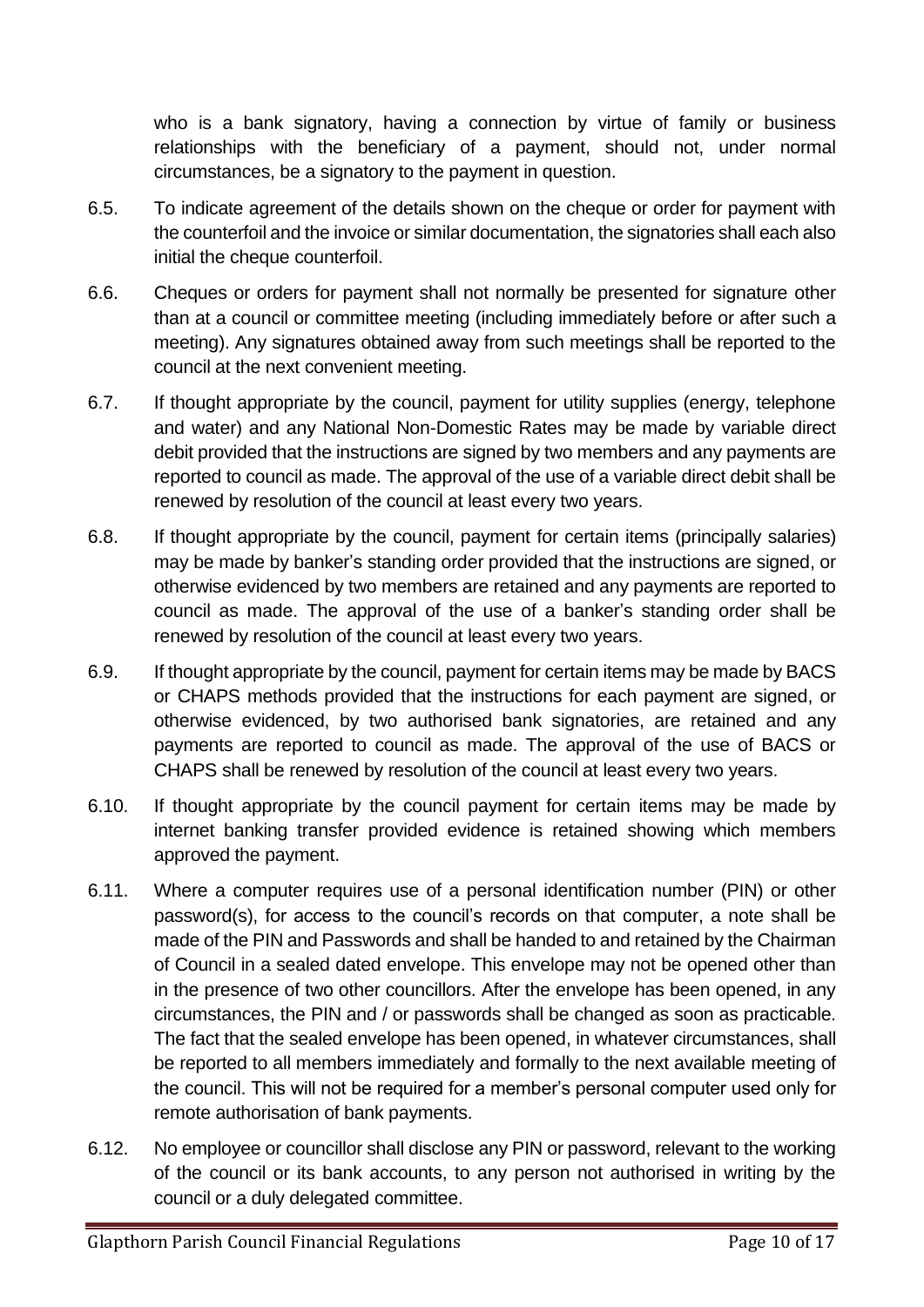who is a bank signatory, having a connection by virtue of family or business relationships with the beneficiary of a payment, should not, under normal circumstances, be a signatory to the payment in question.

6.5. To indicate agreement of the details shown on the cheque or order for payment with the counterfoil and the invoice or similar documentation, the signatories shall each also initial the cheque counterfoil.

6.6. Cheques or orders for payment shall not normally be presented for signature other than at a council or committee meeting (including immediately before or after such a meeting). Any signatures obtained away from such meetings shall be reported to the council at the next convenient meeting.

6.7. If thought appropriate by the council, payment for utility supplies (energy, telephone and water) and any National Non-Domestic Rates may be made by variable direct debit provided that the instructions are signed by two members and any payments are reported to council as made. The approval of the use of a variable direct debit shall be renewed by resolution of the council at least every two years.

6.8. If thought appropriate by the council, payment for certain items (principally salaries) may be made by banker's standing order provided that the instructions are signed, or otherwise evidenced by two members are retained and any payments are reported to council as made. The approval of the use of a banker's standing order shall be renewed by resolution of the council at least every two years.

6.9. If thought appropriate by the council, payment for certain items may be made by BACS or CHAPS methods provided that the instructions for each payment are signed, or otherwise evidenced, by two authorised bank signatories, are retained and any payments are reported to council as made. The approval of the use of BACS or CHAPS shall be renewed by resolution of the council at least every two years.

6.10. If thought appropriate by the council payment for certain items may be made by internet banking transfer provided evidence is retained showing which members approved the payment.

6.11. Where a computer requires use of a personal identification number (PIN) or other password(s), for access to the council's records on that computer, a note shall be made of the PIN and Passwords and shall be handed to and retained by the Chairman of Council in a sealed dated envelope. This envelope may not be opened other than in the presence of two other councillors. After the envelope has been opened, in any circumstances, the PIN and / or passwords shall be changed as soon as practicable. The fact that the sealed envelope has been opened, in whatever circumstances, shall be reported to all members immediately and formally to the next available meeting of the council. This will not be required for a member's personal computer used only for remote authorisation of bank payments.

6.12. No employee or councillor shall disclose any PIN or password, relevant to the working of the council or its bank accounts, to any person not authorised in writing by the council or a duly delegated committee.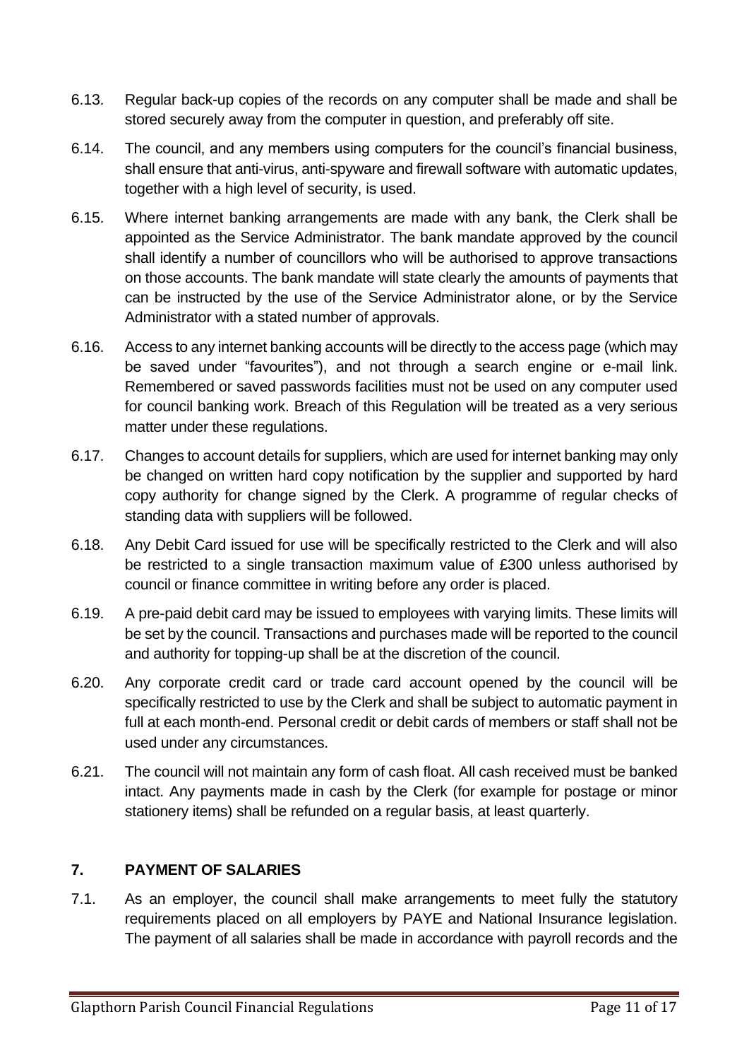6.13. Regular back-up copies of the records on any computer shall be made and shall be stored securely away from the computer in question, and preferably off site.

6.14. The council, and any members using computers for the council's financial business, shall ensure that anti-virus, anti-spyware and firewall software with automatic updates, together with a high level of security, is used.

6.15. Where internet banking arrangements are made with any bank, the Clerk shall be appointed as the Service Administrator. The bank mandate approved by the council shall identify a number of councillors who will be authorised to approve transactions on those accounts. The bank mandate will state clearly the amounts of payments that can be instructed by the use of the Service Administrator alone, or by the Service Administrator with a stated number of approvals.

6.16. Access to any internet banking accounts will be directly to the access page (which may be saved under "favourites"), and not through a search engine or e-mail link. Remembered or saved passwords facilities must not be used on any computer used for council banking work. Breach of this Regulation will be treated as a very serious matter under these regulations.

6.17. Changes to account details for suppliers, which are used for internet banking may only be changed on written hard copy notification by the supplier and supported by hard copy authority for change signed by the Clerk. A programme of regular checks of standing data with suppliers will be followed.

6.18. Any Debit Card issued for use will be specifically restricted to the Clerk and will also be restricted to a single transaction maximum value of £300 unless authorised by council or finance committee in writing before any order is placed.

6.19. A pre-paid debit card may be issued to employees with varying limits. These limits will be set by the council. Transactions and purchases made will be reported to the council and authority for topping-up shall be at the discretion of the council.

6.20. Any corporate credit card or trade card account opened by the council will be specifically restricted to use by the Clerk and shall be subject to automatic payment in full at each month-end. Personal credit or debit cards of members or staff shall not be used under any circumstances.

6.21. The council will not maintain any form of cash float. All cash received must be banked intact. Any payments made in cash by the Clerk (for example for postage or minor stationery items) shall be refunded on a regular basis, at least quarterly.

## 7. PAYMENT OF SALARIES

7.1. As an employer, the council shall make arrangements to meet fully the statutory requirements placed on all employers by PAYE and National Insurance legislation. The payment of all salaries shall be made in accordance with payroll records and the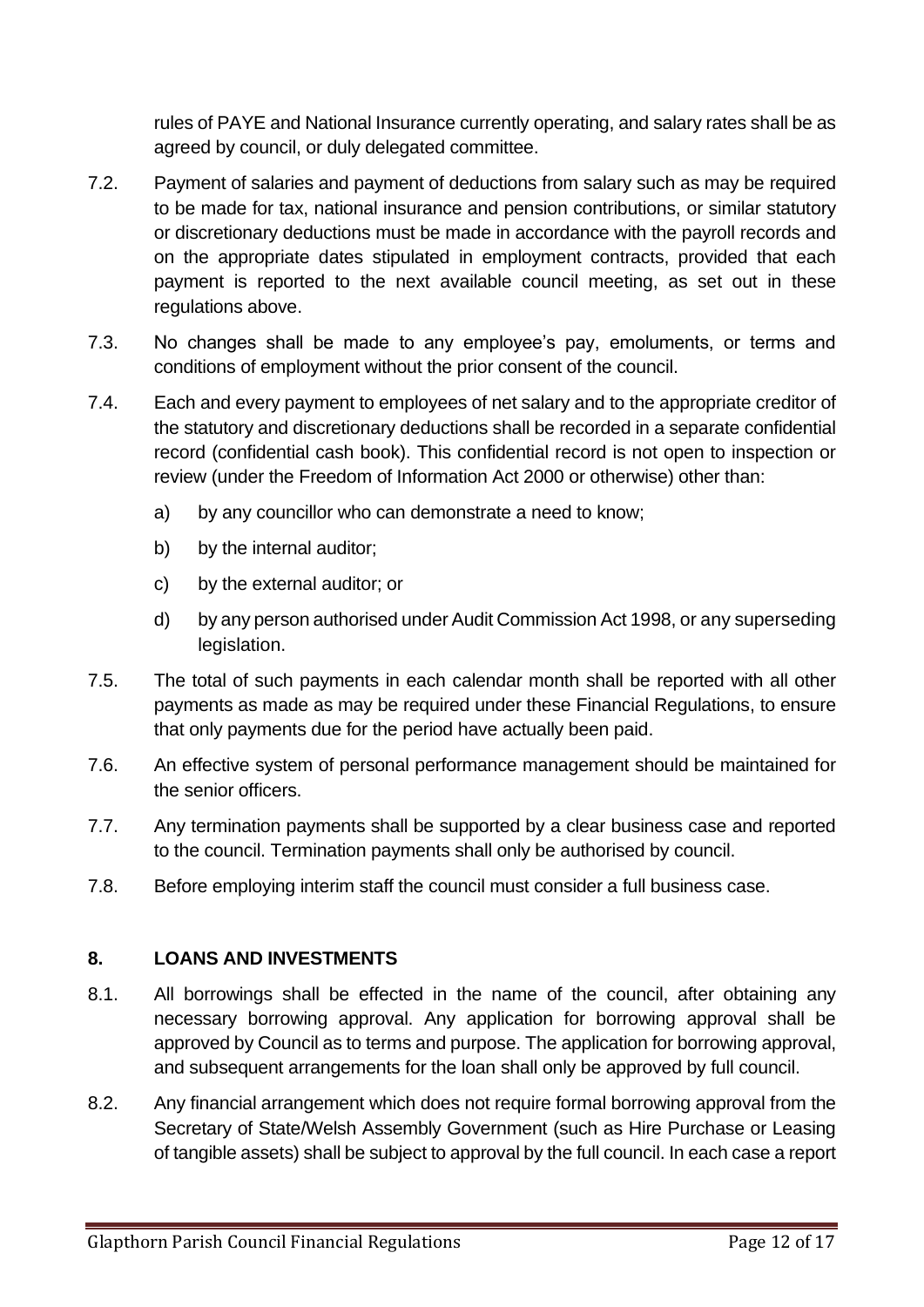rules of PAYE and National Insurance currently operating, and salary rates shall be as agreed by council, or duly delegated committee.

7.2. Payment of salaries and payment of deductions from salary such as may be required to be made for tax, national insurance and pension contributions, or similar statutory or discretionary deductions must be made in accordance with the payroll records and on the appropriate dates stipulated in employment contracts, provided that each payment is reported to the next available council meeting, as set out in these regulations above.

7.3. No changes shall be made to any employee's pay, emoluments, or terms and conditions of employment without the prior consent of the council.

7.4. Each and every payment to employees of net salary and to the appropriate creditor of the statutory and discretionary deductions shall be recorded in a separate confidential record (confidential cash book). This confidential record is not open to inspection or review (under the Freedom of Information Act 2000 or otherwise) other than:

a) by any councillor who can demonstrate a need to know;

b) by the internal auditor;

c) by the external auditor; or

d) by any person authorised under Audit Commission Act 1998, or any superseding legislation.

7.5. The total of such payments in each calendar month shall be reported with all other payments as made as may be required under these Financial Regulations, to ensure that only payments due for the period have actually been paid.

7.6. An effective system of personal performance management should be maintained for the senior officers.

7.7. Any termination payments shall be supported by a clear business case and reported to the council. Termination payments shall only be authorised by council.

7.8. Before employing interim staff the council must consider a full business case.

## 8. LOANS AND INVESTMENTS

8.1. All borrowings shall be effected in the name of the council, after obtaining any necessary borrowing approval. Any application for borrowing approval shall be approved by Council as to terms and purpose. The application for borrowing approval, and subsequent arrangements for the loan shall only be approved by full council.

8.2. Any financial arrangement which does not require formal borrowing approval from the Secretary of State/Welsh Assembly Government (such as Hire Purchase or Leasing of tangible assets) shall be subject to approval by the full council. In each case a report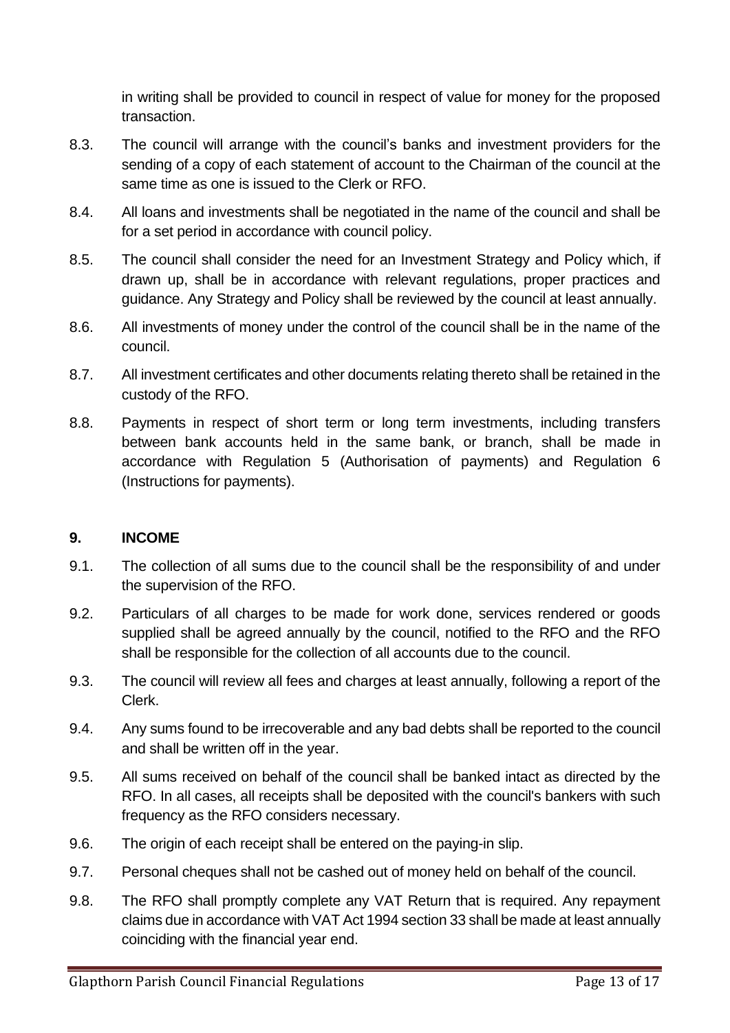in writing shall be provided to council in respect of value for money for the proposed transaction.

8.3. The council will arrange with the council's banks and investment providers for the sending of a copy of each statement of account to the Chairman of the council at the same time as one is issued to the Clerk or RFO.

8.4. All loans and investments shall be negotiated in the name of the council and shall be for a set period in accordance with council policy.

8.5. The council shall consider the need for an Investment Strategy and Policy which, if drawn up, shall be in accordance with relevant regulations, proper practices and guidance. Any Strategy and Policy shall be reviewed by the council at least annually.

8.6. All investments of money under the control of the council shall be in the name of the council.

8.7. All investment certificates and other documents relating thereto shall be retained in the custody of the RFO.

8.8. Payments in respect of short term or long term investments, including transfers between bank accounts held in the same bank, or branch, shall be made in accordance with Regulation 5 (Authorisation of payments) and Regulation 6 (Instructions for payments).

## 9. INCOME

9.1. The collection of all sums due to the council shall be the responsibility of and under the supervision of the RFO.

9.2. Particulars of all charges to be made for work done, services rendered or goods supplied shall be agreed annually by the council, notified to the RFO and the RFO shall be responsible for the collection of all accounts due to the council.

9.3. The council will review all fees and charges at least annually, following a report of the Clerk.

9.4. Any sums found to be irrecoverable and any bad debts shall be reported to the council and shall be written off in the year.

9.5. All sums received on behalf of the council shall be banked intact as directed by the RFO. In all cases, all receipts shall be deposited with the council's bankers with such frequency as the RFO considers necessary.

9.6. The origin of each receipt shall be entered on the paying-in slip.

9.7. Personal cheques shall not be cashed out of money held on behalf of the council.

9.8. The RFO shall promptly complete any VAT Return that is required. Any repayment claims due in accordance with VAT Act 1994 section 33 shall be made at least annually coinciding with the financial year end.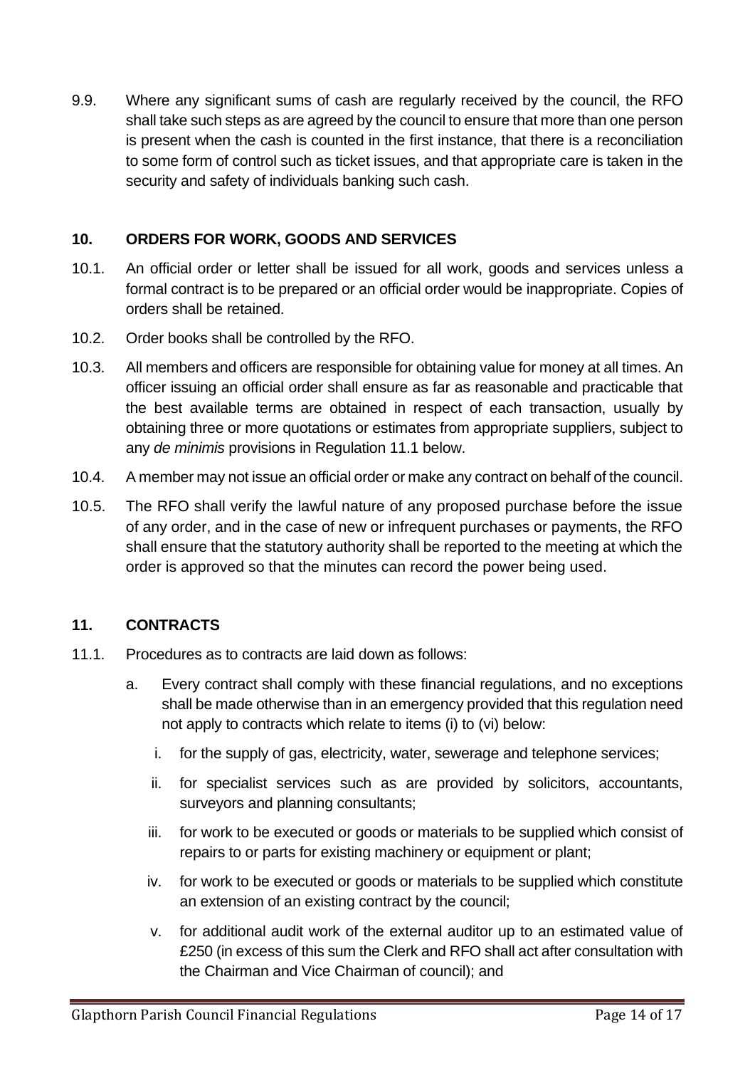9.9. Where any significant sums of cash are regularly received by the council, the RFO shall take such steps as are agreed by the council to ensure that more than one person is present when the cash is counted in the first instance, that there is a reconciliation to some form of control such as ticket issues, and that appropriate care is taken in the security and safety of individuals banking such cash.

## 10. ORDERS FOR WORK, GOODS AND SERVICES

10.1. An official order or letter shall be issued for all work, goods and services unless a formal contract is to be prepared or an official order would be inappropriate. Copies of orders shall be retained.

10.2. Order books shall be controlled by the RFO.

10.3. All members and officers are responsible for obtaining value for money at all times. An officer issuing an official order shall ensure as far as reasonable and practicable that the best available terms are obtained in respect of each transaction, usually by obtaining three or more quotations or estimates from appropriate suppliers, subject to any *de minimis* provisions in Regulation 11.1 below.

10.4. A member may not issue an official order or make any contract on behalf of the council.

10.5. The RFO shall verify the lawful nature of any proposed purchase before the issue of any order, and in the case of new or infrequent purchases or payments, the RFO shall ensure that the statutory authority shall be reported to the meeting at which the order is approved so that the minutes can record the power being used.

## 11. CONTRACTS

11.1. Procedures as to contracts are laid down as follows:

a. Every contract shall comply with these financial regulations, and no exceptions shall be made otherwise than in an emergency provided that this regulation need not apply to contracts which relate to items (i) to (vi) below:

   i. for the supply of gas, electricity, water, sewerage and telephone services;

   ii. for specialist services such as are provided by solicitors, accountants, surveyors and planning consultants;

   iii. for work to be executed or goods or materials to be supplied which consist of repairs to or parts for existing machinery or equipment or plant;

   iv. for work to be executed or goods or materials to be supplied which constitute an extension of an existing contract by the council;

   v. for additional audit work of the external auditor up to an estimated value of £250 (in excess of this sum the Clerk and RFO shall act after consultation with the Chairman and Vice Chairman of council); and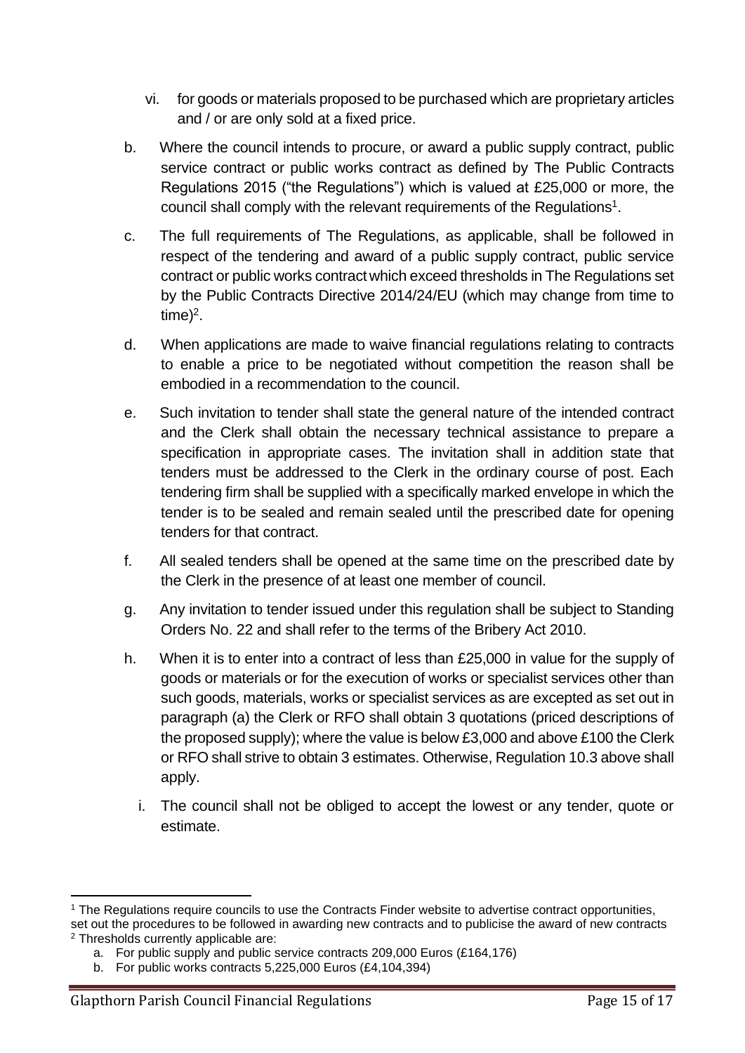vi. for goods or materials proposed to be purchased which are proprietary articles and / or are only sold at a fixed price.

b. Where the council intends to procure, or award a public supply contract, public service contract or public works contract as defined by The Public Contracts Regulations 2015 ("the Regulations") which is valued at £25,000 or more, the council shall comply with the relevant requirements of the Regulations[1].

c. The full requirements of The Regulations, as applicable, shall be followed in respect of the tendering and award of a public supply contract, public service contract or public works contract which exceed thresholds in The Regulations set by the Public Contracts Directive 2014/24/EU (which may change from time to time)[2].

d. When applications are made to waive financial regulations relating to contracts to enable a price to be negotiated without competition the reason shall be embodied in a recommendation to the council.

e. Such invitation to tender shall state the general nature of the intended contract and the Clerk shall obtain the necessary technical assistance to prepare a specification in appropriate cases. The invitation shall in addition state that tenders must be addressed to the Clerk in the ordinary course of post. Each tendering firm shall be supplied with a specifically marked envelope in which the tender is to be sealed and remain sealed until the prescribed date for opening tenders for that contract.

f. All sealed tenders shall be opened at the same time on the prescribed date by the Clerk in the presence of at least one member of council.

g. Any invitation to tender issued under this regulation shall be subject to Standing Orders No. 22 and shall refer to the terms of the Bribery Act 2010.

h. When it is to enter into a contract of less than £25,000 in value for the supply of goods or materials or for the execution of works or specialist services other than such goods, materials, works or specialist services as are excepted as set out in paragraph (a) the Clerk or RFO shall obtain 3 quotations (priced descriptions of the proposed supply); where the value is below £3,000 and above £100 the Clerk or RFO shall strive to obtain 3 estimates. Otherwise, Regulation 10.3 above shall apply.

i. The council shall not be obliged to accept the lowest or any tender, quote or estimate.

---

[1] The Regulations require councils to use the Contracts Finder website to advertise contract opportunities, set out the procedures to be followed in awarding new contracts and to publicise the award of new contracts

[2] Thresholds currently applicable are:

a. For public supply and public service contracts 209,000 Euros (£164,176)

b. For public works contracts 5,225,000 Euros (£4,104,394)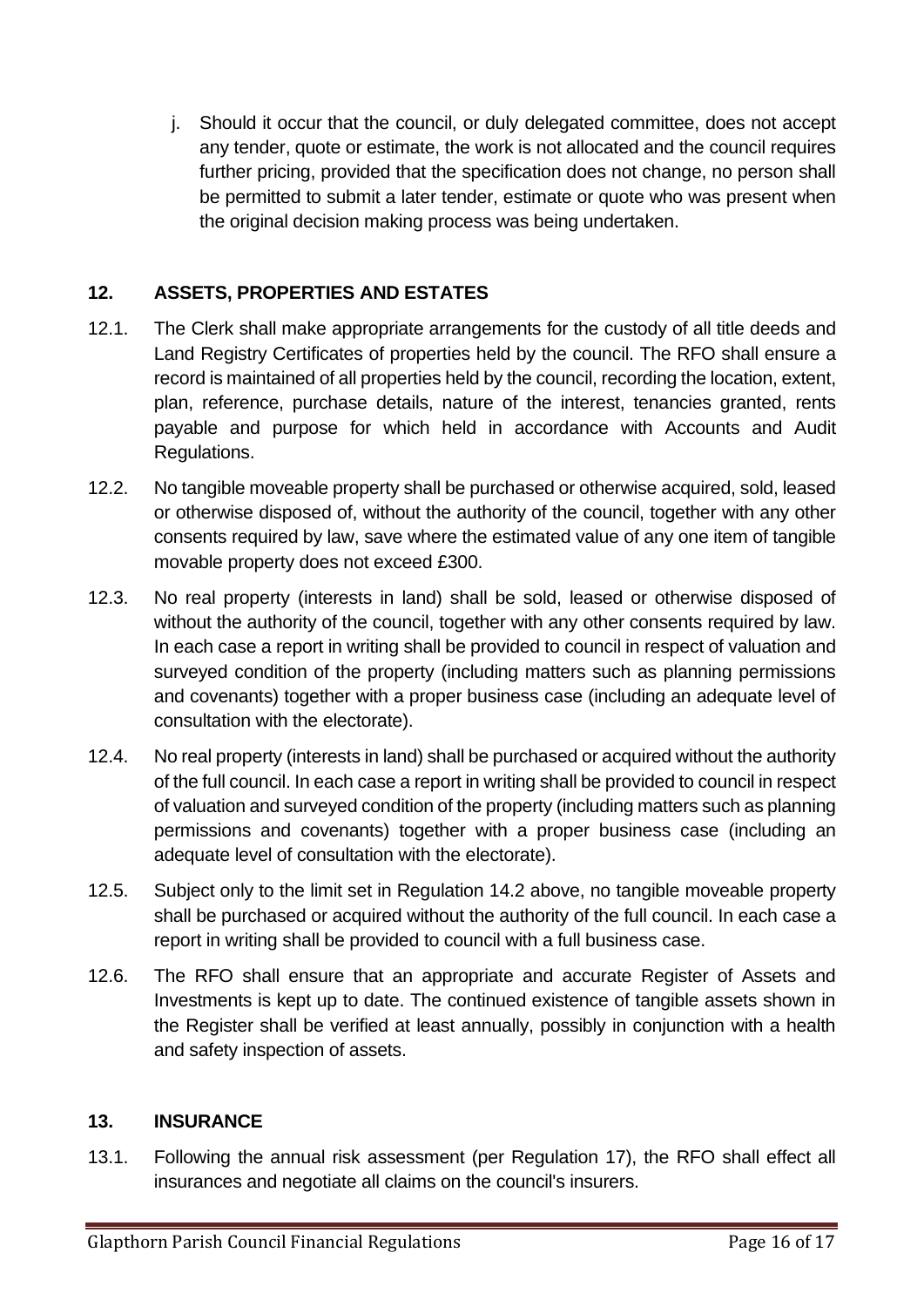j. Should it occur that the council, or duly delegated committee, does not accept any tender, quote or estimate, the work is not allocated and the council requires further pricing, provided that the specification does not change, no person shall be permitted to submit a later tender, estimate or quote who was present when the original decision making process was being undertaken.

## 12. ASSETS, PROPERTIES AND ESTATES

12.1. The Clerk shall make appropriate arrangements for the custody of all title deeds and Land Registry Certificates of properties held by the council. The RFO shall ensure a record is maintained of all properties held by the council, recording the location, extent, plan, reference, purchase details, nature of the interest, tenancies granted, rents payable and purpose for which held in accordance with Accounts and Audit Regulations.

12.2. No tangible moveable property shall be purchased or otherwise acquired, sold, leased or otherwise disposed of, without the authority of the council, together with any other consents required by law, save where the estimated value of any one item of tangible movable property does not exceed £300.

12.3. No real property (interests in land) shall be sold, leased or otherwise disposed of without the authority of the council, together with any other consents required by law. In each case a report in writing shall be provided to council in respect of valuation and surveyed condition of the property (including matters such as planning permissions and covenants) together with a proper business case (including an adequate level of consultation with the electorate).

12.4. No real property (interests in land) shall be purchased or acquired without the authority of the full council. In each case a report in writing shall be provided to council in respect of valuation and surveyed condition of the property (including matters such as planning permissions and covenants) together with a proper business case (including an adequate level of consultation with the electorate).

12.5. Subject only to the limit set in Regulation 14.2 above, no tangible moveable property shall be purchased or acquired without the authority of the full council. In each case a report in writing shall be provided to council with a full business case.

12.6. The RFO shall ensure that an appropriate and accurate Register of Assets and Investments is kept up to date. The continued existence of tangible assets shown in the Register shall be verified at least annually, possibly in conjunction with a health and safety inspection of assets.

## 13. INSURANCE

13.1. Following the annual risk assessment (per Regulation 17), the RFO shall effect all insurances and negotiate all claims on the council's insurers.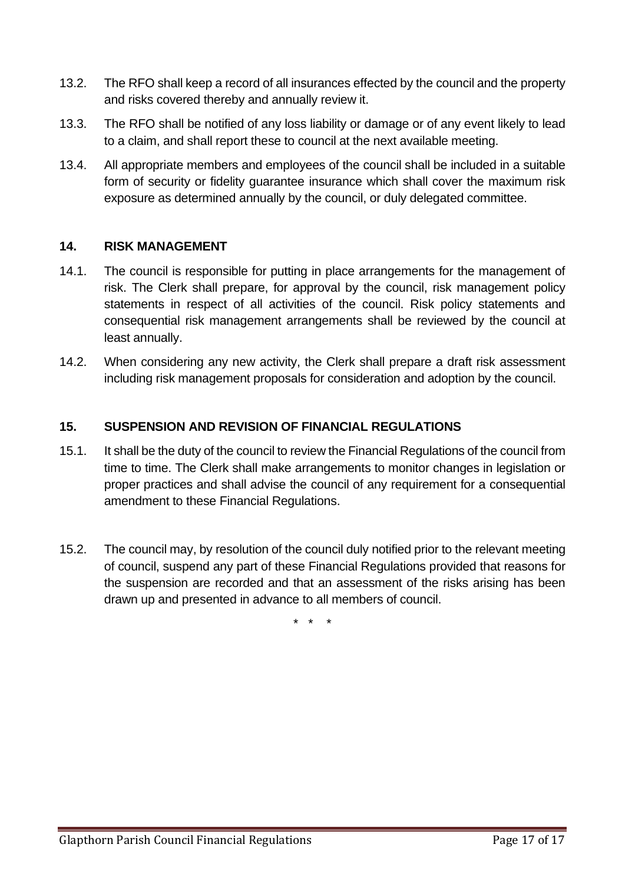13.2. The RFO shall keep a record of all insurances effected by the council and the property and risks covered thereby and annually review it.

13.3. The RFO shall be notified of any loss liability or damage or of any event likely to lead to a claim, and shall report these to council at the next available meeting.

13.4. All appropriate members and employees of the council shall be included in a suitable form of security or fidelity guarantee insurance which shall cover the maximum risk exposure as determined annually by the council, or duly delegated committee.

## 14. RISK MANAGEMENT

14.1. The council is responsible for putting in place arrangements for the management of risk. The Clerk shall prepare, for approval by the council, risk management policy statements in respect of all activities of the council. Risk policy statements and consequential risk management arrangements shall be reviewed by the council at least annually.

14.2. When considering any new activity, the Clerk shall prepare a draft risk assessment including risk management proposals for consideration and adoption by the council.

## 15. SUSPENSION AND REVISION OF FINANCIAL REGULATIONS

15.1. It shall be the duty of the council to review the Financial Regulations of the council from time to time. The Clerk shall make arrangements to monitor changes in legislation or proper practices and shall advise the council of any requirement for a consequential amendment to these Financial Regulations.

15.2. The council may, by resolution of the council duly notified prior to the relevant meeting of council, suspend any part of these Financial Regulations provided that reasons for the suspension are recorded and that an assessment of the risks arising has been drawn up and presented in advance to all members of council.

\* \* \*